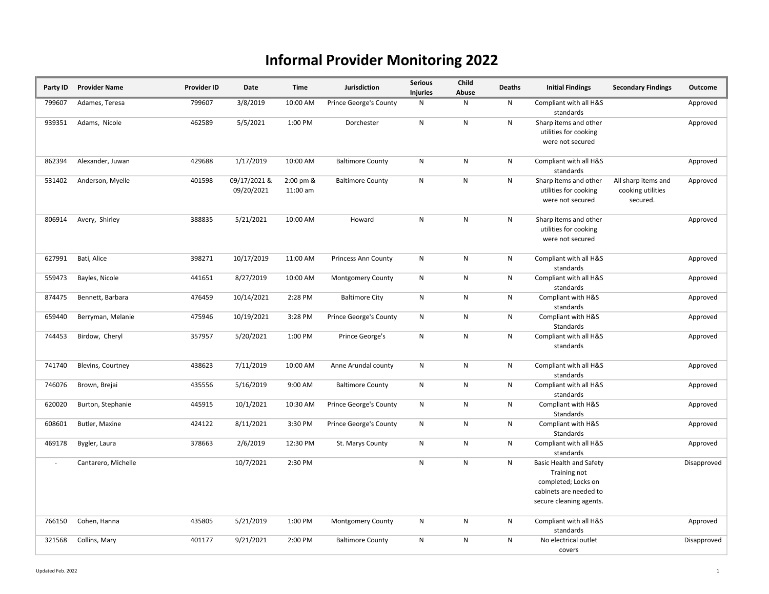# Informal Provider Monitoring 2022

| Party ID | Provider Name | Provider ID | Date | Time | Jurisdiction | Serious Injuries | Child Abuse | Deaths | Initial Findings | Secondary Findings | Outcome |
|---|---|---|---|---|---|---|---|---|---|---|---|
| 799607 | Adames, Teresa | 799607 | 3/8/2019 | 10:00 AM | Prince George's County | N | N | N | Compliant with all H&S standards | | Approved |
| 939351 | Adams, Nicole | 462589 | 5/5/2021 | 1:00 PM | Dorchester | N | N | N | Sharp items and other utilities for cooking were not secured | | Approved |
| 862394 | Alexander, Juwan | 429688 | 1/17/2019 | 10:00 AM | Baltimore County | N | N | N | Compliant with all H&S standards | | Approved |
| 531402 | Anderson, Myelle | 401598 | 09/17/2021 & 09/20/2021 | 2:00 pm & 11:00 am | Baltimore County | N | N | N | Sharp items and other utilities for cooking were not secured | All sharp items and cooking utilities secured. | Approved |
| 806914 | Avery, Shirley | 388835 | 5/21/2021 | 10:00 AM | Howard | N | N | N | Sharp items and other utilities for cooking were not secured | | Approved |
| 627991 | Bati, Alice | 398271 | 10/17/2019 | 11:00 AM | Princess Ann County | N | N | N | Compliant with all H&S standards | | Approved |
| 559473 | Bayles, Nicole | 441651 | 8/27/2019 | 10:00 AM | Montgomery County | N | N | N | Compliant with all H&S standards | | Approved |
| 874475 | Bennett, Barbara | 476459 | 10/14/2021 | 2:28 PM | Baltimore City | N | N | N | Compliant with H&S standards | | Approved |
| 659440 | Berryman, Melanie | 475946 | 10/19/2021 | 3:28 PM | Prince George's County | N | N | N | Compliant with H&S Standards | | Approved |
| 744453 | Birdow, Cheryl | 357957 | 5/20/2021 | 1:00 PM | Prince George's | N | N | N | Compliant with all H&S standards | | Approved |
| 741740 | Blevins, Courtney | 438623 | 7/11/2019 | 10:00 AM | Anne Arundal county | N | N | N | Compliant with all H&S standards | | Approved |
| 746076 | Brown, Brejai | 435556 | 5/16/2019 | 9:00 AM | Baltimore County | N | N | N | Compliant with all H&S standards | | Approved |
| 620020 | Burton, Stephanie | 445915 | 10/1/2021 | 10:30 AM | Prince George's County | N | N | N | Compliant with H&S Standards | | Approved |
| 608601 | Butler, Maxine | 424122 | 8/11/2021 | 3:30 PM | Prince George's County | N | N | N | Compliant with H&S Standards | | Approved |
| 469178 | Bygler, Laura | 378663 | 2/6/2019 | 12:30 PM | St. Marys County | N | N | N | Compliant with all H&S standards | | Approved |
| - | Cantarero, Michelle | | 10/7/2021 | 2:30 PM | | N | N | N | Basic Health and Safety Training not completed; Locks on cabinets are needed to secure cleaning agents. | | Disapproved |
| 766150 | Cohen, Hanna | 435805 | 5/21/2019 | 1:00 PM | Montgomery County | N | N | N | Compliant with all H&S standards | | Approved |
| 321568 | Collins, Mary | 401177 | 9/21/2021 | 2:00 PM | Baltimore County | N | N | N | No electrical outlet covers | | Disapproved |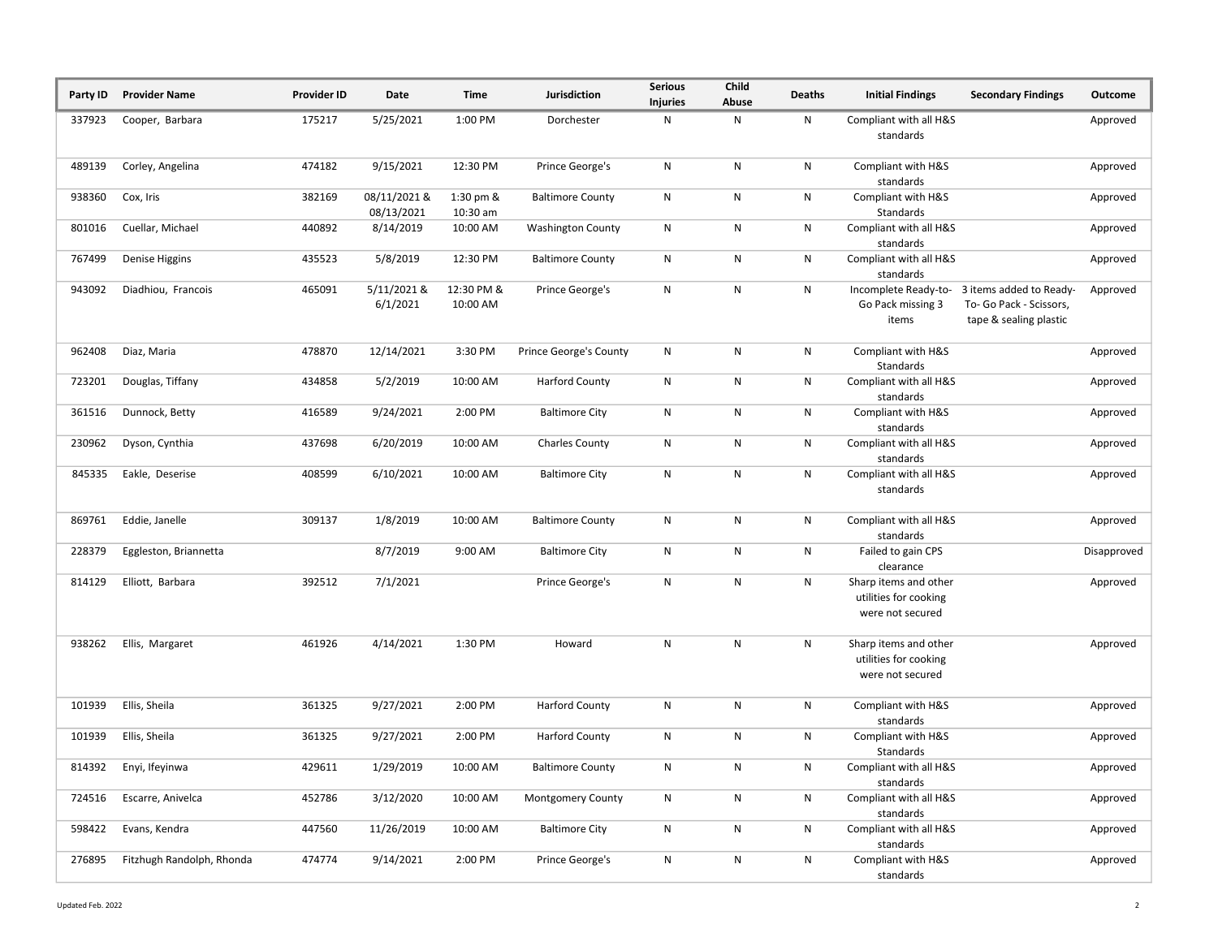| Party ID | Provider Name | Provider ID | Date | Time | Jurisdiction | Serious Injuries | Child Abuse | Deaths | Initial Findings | Secondary Findings | Outcome |
|---|---|---|---|---|---|---|---|---|---|---|---|
| 337923 | Cooper, Barbara | 175217 | 5/25/2021 | 1:00 PM | Dorchester | N | N | N | Compliant with all H&S standards | | Approved |
| 489139 | Corley, Angelina | 474182 | 9/15/2021 | 12:30 PM | Prince George's | N | N | N | Compliant with H&S standards | | Approved |
| 938360 | Cox, Iris | 382169 | 08/11/2021 & 08/13/2021 | 1:30 pm & 10:30 am | Baltimore County | N | N | N | Compliant with H&S Standards | | Approved |
| 801016 | Cuellar, Michael | 440892 | 8/14/2019 | 10:00 AM | Washington County | N | N | N | Compliant with all H&S standards | | Approved |
| 767499 | Denise Higgins | 435523 | 5/8/2019 | 12:30 PM | Baltimore County | N | N | N | Compliant with all H&S standards | | Approved |
| 943092 | Diadhiou, Francois | 465091 | 5/11/2021 & 6/1/2021 | 12:30 PM & 10:00 AM | Prince George's | N | N | N | Incomplete Ready-to-Go Pack missing 3 items | 3 items added to Ready-To- Go Pack - Scissors, tape & sealing plastic | Approved |
| 962408 | Diaz, Maria | 478870 | 12/14/2021 | 3:30 PM | Prince George's County | N | N | N | Compliant with H&S Standards | | Approved |
| 723201 | Douglas, Tiffany | 434858 | 5/2/2019 | 10:00 AM | Harford County | N | N | N | Compliant with all H&S standards | | Approved |
| 361516 | Dunnock, Betty | 416589 | 9/24/2021 | 2:00 PM | Baltimore City | N | N | N | Compliant with H&S standards | | Approved |
| 230962 | Dyson, Cynthia | 437698 | 6/20/2019 | 10:00 AM | Charles County | N | N | N | Compliant with all H&S standards | | Approved |
| 845335 | Eakle, Deserise | 408599 | 6/10/2021 | 10:00 AM | Baltimore City | N | N | N | Compliant with all H&S standards | | Approved |
| 869761 | Eddie, Janelle | 309137 | 1/8/2019 | 10:00 AM | Baltimore County | N | N | N | Compliant with all H&S standards | | Approved |
| 228379 | Eggleston, Briannetta | | 8/7/2019 | 9:00 AM | Baltimore City | N | N | N | Failed to gain CPS clearance | | Disapproved |
| 814129 | Elliott, Barbara | 392512 | 7/1/2021 | | Prince George's | N | N | N | Sharp items and other utilities for cooking were not secured | | Approved |
| 938262 | Ellis, Margaret | 461926 | 4/14/2021 | 1:30 PM | Howard | N | N | N | Sharp items and other utilities for cooking were not secured | | Approved |
| 101939 | Ellis, Sheila | 361325 | 9/27/2021 | 2:00 PM | Harford County | N | N | N | Compliant with H&S standards | | Approved |
| 101939 | Ellis, Sheila | 361325 | 9/27/2021 | 2:00 PM | Harford County | N | N | N | Compliant with H&S Standards | | Approved |
| 814392 | Enyi, Ifeyinwa | 429611 | 1/29/2019 | 10:00 AM | Baltimore County | N | N | N | Compliant with all H&S standards | | Approved |
| 724516 | Escarre, Anivelca | 452786 | 3/12/2020 | 10:00 AM | Montgomery County | N | N | N | Compliant with all H&S standards | | Approved |
| 598422 | Evans, Kendra | 447560 | 11/26/2019 | 10:00 AM | Baltimore City | N | N | N | Compliant with all H&S standards | | Approved |
| 276895 | Fitzhugh Randolph, Rhonda | 474774 | 9/14/2021 | 2:00 PM | Prince George's | N | N | N | Compliant with H&S standards | | Approved |

Updated Feb. 2022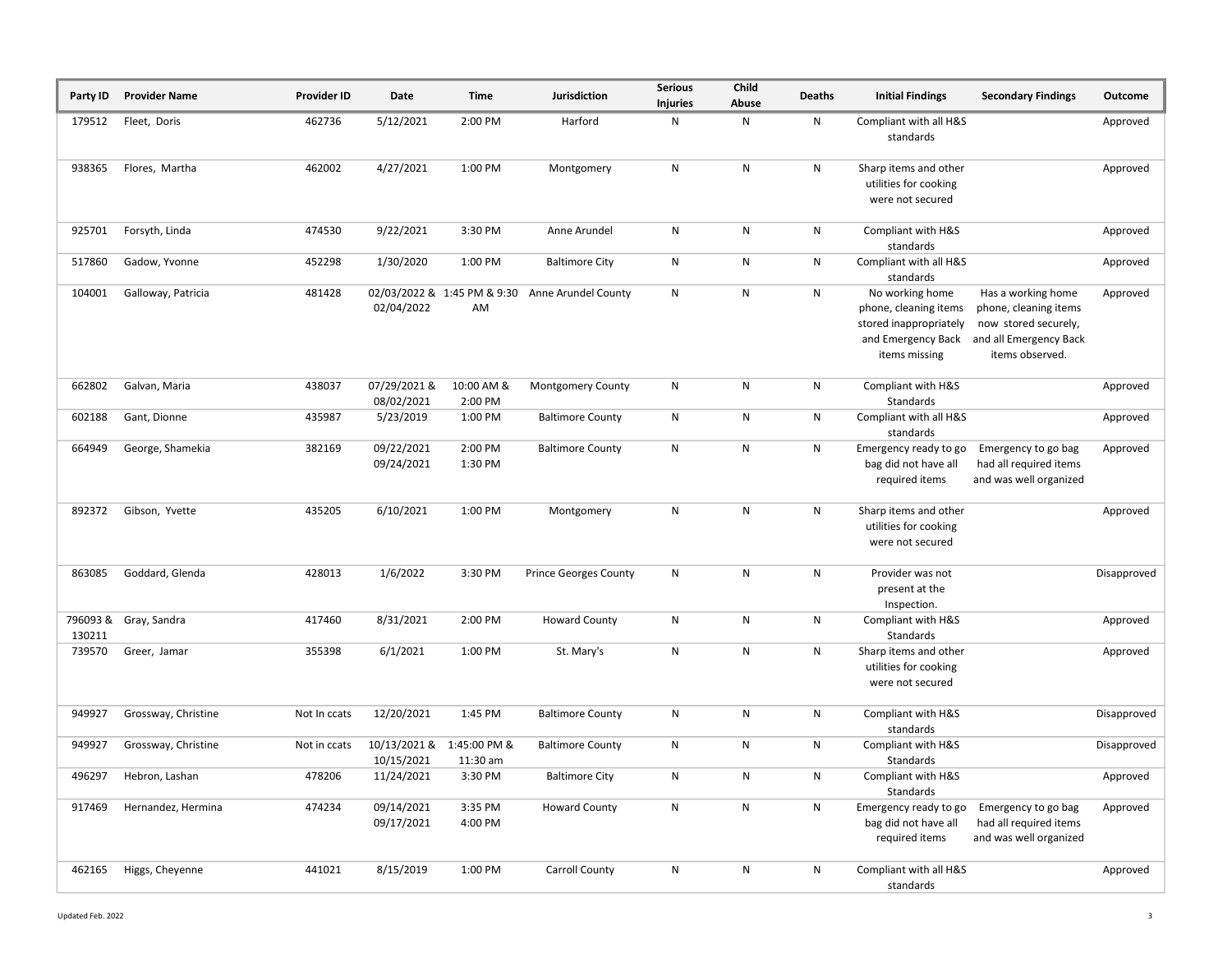| Party ID | Provider Name | Provider ID | Date | Time | Jurisdiction | Serious Injuries | Child Abuse | Deaths | Initial Findings | Secondary Findings | Outcome |
|---|---|---|---|---|---|---|---|---|---|---|---|
| 179512 | Fleet, Doris | 462736 | 5/12/2021 | 2:00 PM | Harford | N | N | N | Compliant with all H&S standards | | Approved |
| 938365 | Flores, Martha | 462002 | 4/27/2021 | 1:00 PM | Montgomery | N | N | N | Sharp items and other utilities for cooking were not secured | | Approved |
| 925701 | Forsyth, Linda | 474530 | 9/22/2021 | 3:30 PM | Anne Arundel | N | N | N | Compliant with H&S standards | | Approved |
| 517860 | Gadow, Yvonne | 452298 | 1/30/2020 | 1:00 PM | Baltimore City | N | N | N | Compliant with all H&S standards | | Approved |
| 104001 | Galloway, Patricia | 481428 | 02/03/2022 & 02/04/2022 | 1:45 PM & 9:30 AM | Anne Arundel County | N | N | N | No working home phone, cleaning items stored inappropriately and Emergency Back items missing | Has a working home phone, cleaning items now stored securely, and all Emergency Back items observed. | Approved |
| 662802 | Galvan, Maria | 438037 | 07/29/2021 & 08/02/2021 | 10:00 AM & 2:00 PM | Montgomery County | N | N | N | Compliant with H&S Standards | | Approved |
| 602188 | Gant, Dionne | 435987 | 5/23/2019 | 1:00 PM | Baltimore County | N | N | N | Compliant with all H&S standards | | Approved |
| 664949 | George, Shamekia | 382169 | 09/22/2021 09/24/2021 | 2:00 PM 1:30 PM | Baltimore County | N | N | N | Emergency ready to go bag did not have all required items | Emergency to go bag had all required items and was well organized | Approved |
| 892372 | Gibson, Yvette | 435205 | 6/10/2021 | 1:00 PM | Montgomery | N | N | N | Sharp items and other utilities for cooking were not secured | | Approved |
| 863085 | Goddard, Glenda | 428013 | 1/6/2022 | 3:30 PM | Prince Georges County | N | N | N | Provider was not present at the Inspection. | | Disapproved |
| 796093 & 130211 | Gray, Sandra | 417460 | 8/31/2021 | 2:00 PM | Howard County | N | N | N | Compliant with H&S Standards | | Approved |
| 739570 | Greer, Jamar | 355398 | 6/1/2021 | 1:00 PM | St. Mary's | N | N | N | Sharp items and other utilities for cooking were not secured | | Approved |
| 949927 | Grossway, Christine | Not In ccats | 12/20/2021 | 1:45 PM | Baltimore County | N | N | N | Compliant with H&S standards | | Disapproved |
| 949927 | Grossway, Christine | Not in ccats | 10/13/2021 & 10/15/2021 | 1:45:00 PM & 11:30 am | Baltimore County | N | N | N | Compliant with H&S Standards | | Disapproved |
| 496297 | Hebron, Lashan | 478206 | 11/24/2021 | 3:30 PM | Baltimore City | N | N | N | Compliant with H&S Standards | | Approved |
| 917469 | Hernandez, Hermina | 474234 | 09/14/2021 09/17/2021 | 3:35 PM 4:00 PM | Howard County | N | N | N | Emergency ready to go bag did not have all required items | Emergency to go bag had all required items and was well organized | Approved |
| 462165 | Higgs, Cheyenne | 441021 | 8/15/2019 | 1:00 PM | Carroll County | N | N | N | Compliant with all H&S standards | | Approved |

Updated Feb. 2022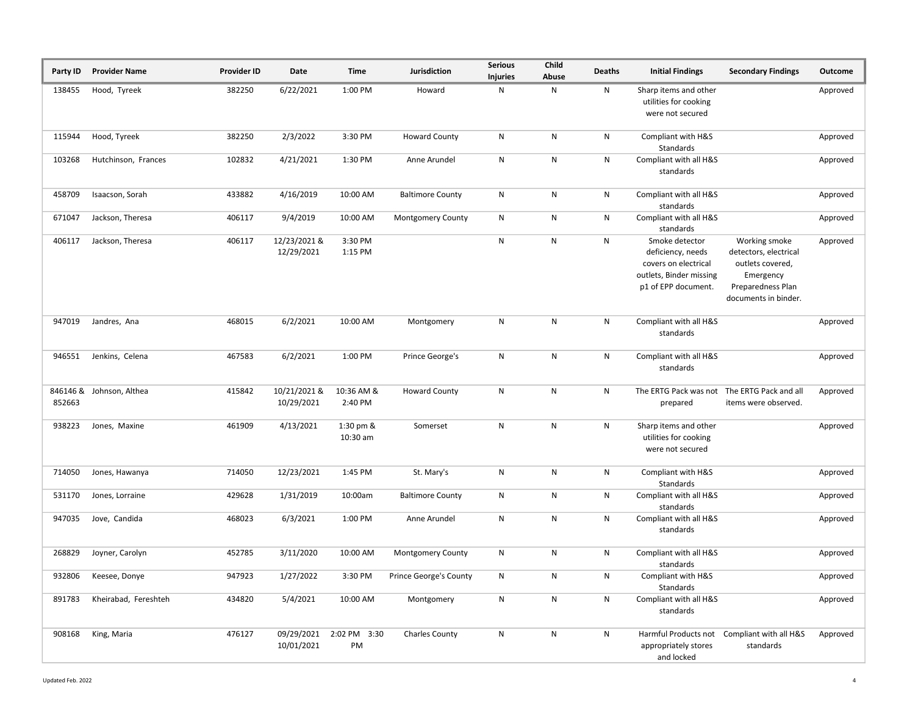| Party ID | Provider Name | Provider ID | Date | Time | Jurisdiction | Serious Injuries | Child Abuse | Deaths | Initial Findings | Secondary Findings | Outcome |
|---|---|---|---|---|---|---|---|---|---|---|---|
| 138455 | Hood, Tyreek | 382250 | 6/22/2021 | 1:00 PM | Howard | N | N | N | Sharp items and other utilities for cooking were not secured | | Approved |
| 115944 | Hood, Tyreek | 382250 | 2/3/2022 | 3:30 PM | Howard County | N | N | N | Compliant with H&S Standards | | Approved |
| 103268 | Hutchinson, Frances | 102832 | 4/21/2021 | 1:30 PM | Anne Arundel | N | N | N | Compliant with all H&S standards | | Approved |
| 458709 | Isaacson, Sorah | 433882 | 4/16/2019 | 10:00 AM | Baltimore County | N | N | N | Compliant with all H&S standards | | Approved |
| 671047 | Jackson, Theresa | 406117 | 9/4/2019 | 10:00 AM | Montgomery County | N | N | N | Compliant with all H&S standards | | Approved |
| 406117 | Jackson, Theresa | 406117 | 12/23/2021 & 12/29/2021 | 3:30 PM 1:15 PM | | N | N | N | Smoke detector deficiency, needs covers on electrical outlets, Binder missing p1 of EPP document. | Working smoke detectors, electrical outlets covered, Emergency Preparedness Plan documents in binder. | Approved |
| 947019 | Jandres, Ana | 468015 | 6/2/2021 | 10:00 AM | Montgomery | N | N | N | Compliant with all H&S standards | | Approved |
| 946551 | Jenkins, Celena | 467583 | 6/2/2021 | 1:00 PM | Prince George's | N | N | N | Compliant with all H&S standards | | Approved |
| 846146 & 852663 | Johnson, Althea | 415842 | 10/21/2021 & 10/29/2021 | 10:36 AM & 2:40 PM | Howard County | N | N | N | The ERTG Pack was not prepared | The ERTG Pack and all items were observed. | Approved |
| 938223 | Jones, Maxine | 461909 | 4/13/2021 | 1:30 pm & 10:30 am | Somerset | N | N | N | Sharp items and other utilities for cooking were not secured | | Approved |
| 714050 | Jones, Hawanya | 714050 | 12/23/2021 | 1:45 PM | St. Mary's | N | N | N | Compliant with H&S Standards | | Approved |
| 531170 | Jones, Lorraine | 429628 | 1/31/2019 | 10:00am | Baltimore County | N | N | N | Compliant with all H&S standards | | Approved |
| 947035 | Jove, Candida | 468023 | 6/3/2021 | 1:00 PM | Anne Arundel | N | N | N | Compliant with all H&S standards | | Approved |
| 268829 | Joyner, Carolyn | 452785 | 3/11/2020 | 10:00 AM | Montgomery County | N | N | N | Compliant with all H&S standards | | Approved |
| 932806 | Keesee, Donye | 947923 | 1/27/2022 | 3:30 PM | Prince George's County | N | N | N | Compliant with H&S Standards | | Approved |
| 891783 | Kheirabad, Fereshteh | 434820 | 5/4/2021 | 10:00 AM | Montgomery | N | N | N | Compliant with all H&S standards | | Approved |
| 908168 | King, Maria | 476127 | 09/29/2021 10/01/2021 | 2:02 PM 3:30 PM | Charles County | N | N | N | Harmful Products not appropriately stores and locked | Compliant with all H&S standards | Approved |

Updated Feb. 2022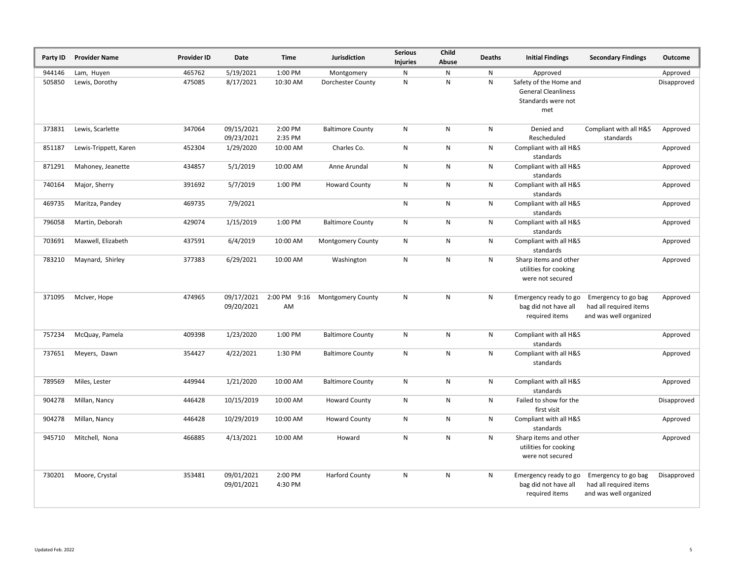| Party ID | Provider Name | Provider ID | Date | Time | Jurisdiction | Serious Injuries | Child Abuse | Deaths | Initial Findings | Secondary Findings | Outcome |
|---|---|---|---|---|---|---|---|---|---|---|---|
| 944146 | Lam, Huyen | 465762 | 5/19/2021 | 1:00 PM | Montgomery | N | N | N | Approved | | Approved |
| 505850 | Lewis, Dorothy | 475085 | 8/17/2021 | 10:30 AM | Dorchester County | N | N | N | Safety of the Home and General Cleanliness Standards were not met | | Disapproved |
| 373831 | Lewis, Scarlette | 347064 | 09/15/2021 09/23/2021 | 2:00 PM 2:35 PM | Baltimore County | N | N | N | Denied and Rescheduled | Compliant with all H&S standards | Approved |
| 851187 | Lewis-Trippett, Karen | 452304 | 1/29/2020 | 10:00 AM | Charles Co. | N | N | N | Compliant with all H&S standards | | Approved |
| 871291 | Mahoney, Jeanette | 434857 | 5/1/2019 | 10:00 AM | Anne Arundal | N | N | N | Compliant with all H&S standards | | Approved |
| 740164 | Major, Sherry | 391692 | 5/7/2019 | 1:00 PM | Howard County | N | N | N | Compliant with all H&S standards | | Approved |
| 469735 | Maritza, Pandey | 469735 | 7/9/2021 | | | N | N | N | Compliant with all H&S standards | | Approved |
| 796058 | Martin, Deborah | 429074 | 1/15/2019 | 1:00 PM | Baltimore County | N | N | N | Compliant with all H&S standards | | Approved |
| 703691 | Maxwell, Elizabeth | 437591 | 6/4/2019 | 10:00 AM | Montgomery County | N | N | N | Compliant with all H&S standards | | Approved |
| 783210 | Maynard, Shirley | 377383 | 6/29/2021 | 10:00 AM | Washington | N | N | N | Sharp items and other utilities for cooking were not secured | | Approved |
| 371095 | McIver, Hope | 474965 | 09/17/2021 09/20/2021 | 2:00 PM 9:16 AM | Montgomery County | N | N | N | Emergency ready to go bag did not have all required items | Emergency to go bag had all required items and was well organized | Approved |
| 757234 | McQuay, Pamela | 409398 | 1/23/2020 | 1:00 PM | Baltimore County | N | N | N | Compliant with all H&S standards | | Approved |
| 737651 | Meyers, Dawn | 354427 | 4/22/2021 | 1:30 PM | Baltimore County | N | N | N | Compliant with all H&S standards | | Approved |
| 789569 | Miles, Lester | 449944 | 1/21/2020 | 10:00 AM | Baltimore County | N | N | N | Compliant with all H&S standards | | Approved |
| 904278 | Millan, Nancy | 446428 | 10/15/2019 | 10:00 AM | Howard County | N | N | N | Failed to show for the first visit | | Disapproved |
| 904278 | Millan, Nancy | 446428 | 10/29/2019 | 10:00 AM | Howard County | N | N | N | Compliant with all H&S standards | | Approved |
| 945710 | Mitchell, Nona | 466885 | 4/13/2021 | 10:00 AM | Howard | N | N | N | Sharp items and other utilities for cooking were not secured | | Approved |
| 730201 | Moore, Crystal | 353481 | 09/01/2021 09/01/2021 | 2:00 PM 4:30 PM | Harford County | N | N | N | Emergency ready to go bag did not have all required items | Emergency to go bag had all required items and was well organized | Disapproved |

Updated Feb. 2022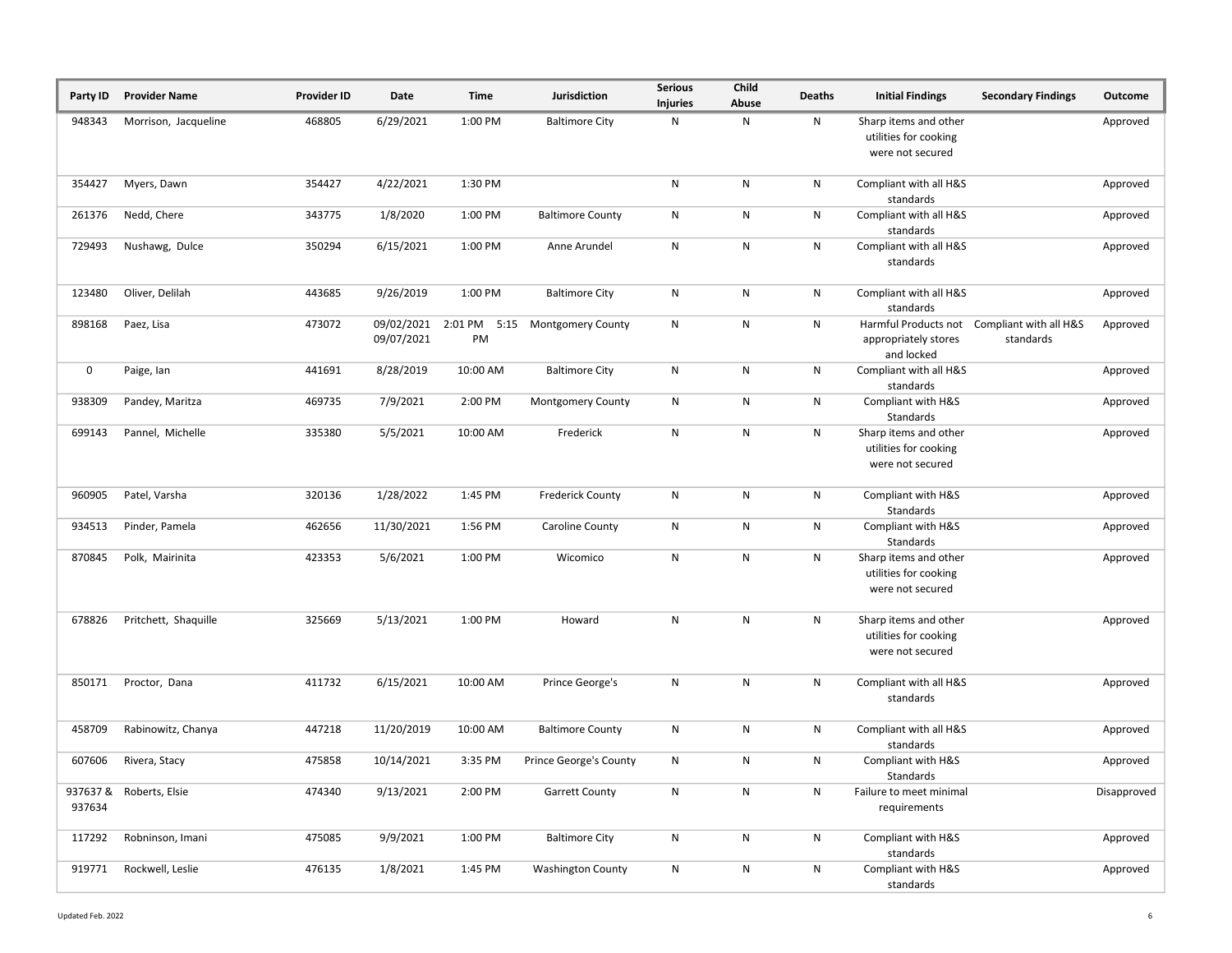| Party ID | Provider Name | Provider ID | Date | Time | Jurisdiction | Serious Injuries | Child Abuse | Deaths | Initial Findings | Secondary Findings | Outcome |
|---|---|---|---|---|---|---|---|---|---|---|---|
| 948343 | Morrison, Jacqueline | 468805 | 6/29/2021 | 1:00 PM | Baltimore City | N | N | N | Sharp items and other utilities for cooking were not secured | | Approved |
| 354427 | Myers, Dawn | 354427 | 4/22/2021 | 1:30 PM | | N | N | N | Compliant with all H&S standards | | Approved |
| 261376 | Nedd, Chere | 343775 | 1/8/2020 | 1:00 PM | Baltimore County | N | N | N | Compliant with all H&S standards | | Approved |
| 729493 | Nushawg, Dulce | 350294 | 6/15/2021 | 1:00 PM | Anne Arundel | N | N | N | Compliant with all H&S standards | | Approved |
| 123480 | Oliver, Delilah | 443685 | 9/26/2019 | 1:00 PM | Baltimore City | N | N | N | Compliant with all H&S standards | | Approved |
| 898168 | Paez, Lisa | 473072 | 09/02/2021 09/07/2021 | 2:01 PM 5:15 PM | Montgomery County | N | N | N | Harmful Products not appropriately stores and locked | Compliant with all H&S standards | Approved |
| 0 | Paige, Ian | 441691 | 8/28/2019 | 10:00 AM | Baltimore City | N | N | N | Compliant with all H&S standards | | Approved |
| 938309 | Pandey, Maritza | 469735 | 7/9/2021 | 2:00 PM | Montgomery County | N | N | N | Compliant with H&S Standards | | Approved |
| 699143 | Pannel, Michelle | 335380 | 5/5/2021 | 10:00 AM | Frederick | N | N | N | Sharp items and other utilities for cooking were not secured | | Approved |
| 960905 | Patel, Varsha | 320136 | 1/28/2022 | 1:45 PM | Frederick County | N | N | N | Compliant with H&S Standards | | Approved |
| 934513 | Pinder, Pamela | 462656 | 11/30/2021 | 1:56 PM | Caroline County | N | N | N | Compliant with H&S Standards | | Approved |
| 870845 | Polk, Mairinita | 423353 | 5/6/2021 | 1:00 PM | Wicomico | N | N | N | Sharp items and other utilities for cooking were not secured | | Approved |
| 678826 | Pritchett, Shaquille | 325669 | 5/13/2021 | 1:00 PM | Howard | N | N | N | Sharp items and other utilities for cooking were not secured | | Approved |
| 850171 | Proctor, Dana | 411732 | 6/15/2021 | 10:00 AM | Prince George's | N | N | N | Compliant with all H&S standards | | Approved |
| 458709 | Rabinowitz, Chanya | 447218 | 11/20/2019 | 10:00 AM | Baltimore County | N | N | N | Compliant with all H&S standards | | Approved |
| 607606 | Rivera, Stacy | 475858 | 10/14/2021 | 3:35 PM | Prince George's County | N | N | N | Compliant with H&S Standards | | Approved |
| 937637 & 937634 | Roberts, Elsie | 474340 | 9/13/2021 | 2:00 PM | Garrett County | N | N | N | Failure to meet minimal requirements | | Disapproved |
| 117292 | Robninson, Imani | 475085 | 9/9/2021 | 1:00 PM | Baltimore City | N | N | N | Compliant with H&S standards | | Approved |
| 919771 | Rockwell, Leslie | 476135 | 1/8/2021 | 1:45 PM | Washington County | N | N | N | Compliant with H&S standards | | Approved |

Updated Feb. 2022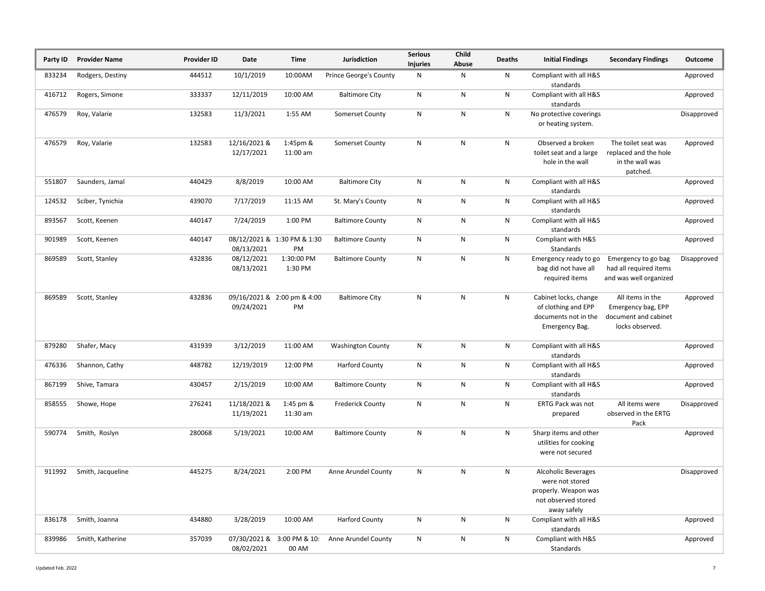| Party ID | Provider Name | Provider ID | Date | Time | Jurisdiction | Serious Injuries | Child Abuse | Deaths | Initial Findings | Secondary Findings | Outcome |
|---|---|---|---|---|---|---|---|---|---|---|---|
| 833234 | Rodgers, Destiny | 444512 | 10/1/2019 | 10:00AM | Prince George's County | N | N | N | Compliant with all H&S standards | | Approved |
| 416712 | Rogers, Simone | 333337 | 12/11/2019 | 10:00 AM | Baltimore City | N | N | N | Compliant with all H&S standards | | Approved |
| 476579 | Roy, Valarie | 132583 | 11/3/2021 | 1:55 AM | Somerset County | N | N | N | No protective coverings or heating system. | | Disapproved |
| 476579 | Roy, Valarie | 132583 | 12/16/2021 & 12/17/2021 | 1:45pm & 11:00 am | Somerset County | N | N | N | Observed a broken toilet seat and a large hole in the wall | The toilet seat was replaced and the hole in the wall was patched. | Approved |
| 551807 | Saunders, Jamal | 440429 | 8/8/2019 | 10:00 AM | Baltimore City | N | N | N | Compliant with all H&S standards | | Approved |
| 124532 | Sciber, Tynichia | 439070 | 7/17/2019 | 11:15 AM | St. Mary's County | N | N | N | Compliant with all H&S standards | | Approved |
| 893567 | Scott, Keenen | 440147 | 7/24/2019 | 1:00 PM | Baltimore County | N | N | N | Compliant with all H&S standards | | Approved |
| 901989 | Scott, Keenen | 440147 | 08/12/2021 & 08/13/2021 | 1:30 PM & 1:30 PM | Baltimore County | N | N | N | Compliant with H&S Standards | | Approved |
| 869589 | Scott, Stanley | 432836 | 08/12/2021 08/13/2021 | 1:30:00 PM 1:30 PM | Baltimore County | N | N | N | Emergency ready to go bag did not have all required items | Emergency to go bag had all required items and was well organized | Disapproved |
| 869589 | Scott, Stanley | 432836 | 09/16/2021 & 09/24/2021 | 2:00 pm & 4:00 PM | Baltimore City | N | N | N | Cabinet locks, change of clothing and EPP documents not in the Emergency Bag. | All items in the Emergency bag, EPP document and cabinet locks observed. | Approved |
| 879280 | Shafer, Macy | 431939 | 3/12/2019 | 11:00 AM | Washington County | N | N | N | Compliant with all H&S standards | | Approved |
| 476336 | Shannon, Cathy | 448782 | 12/19/2019 | 12:00 PM | Harford County | N | N | N | Compliant with all H&S standards | | Approved |
| 867199 | Shive, Tamara | 430457 | 2/15/2019 | 10:00 AM | Baltimore County | N | N | N | Compliant with all H&S standards | | Approved |
| 858555 | Showe, Hope | 276241 | 11/18/2021 & 11/19/2021 | 1:45 pm & 11:30 am | Frederick County | N | N | N | ERTG Pack was not prepared | All items were observed in the ERTG Pack | Disapproved |
| 590774 | Smith, Roslyn | 280068 | 5/19/2021 | 10:00 AM | Baltimore County | N | N | N | Sharp items and other utilities for cooking were not secured | | Approved |
| 911992 | Smith, Jacqueline | 445275 | 8/24/2021 | 2:00 PM | Anne Arundel County | N | N | N | Alcoholic Beverages were not stored properly. Weapon was not observed stored away safely | | Disapproved |
| 836178 | Smith, Joanna | 434880 | 3/28/2019 | 10:00 AM | Harford County | N | N | N | Compliant with all H&S standards | | Approved |
| 839986 | Smith, Katherine | 357039 | 07/30/2021 & 08/02/2021 | 3:00 PM & 10:00 AM | Anne Arundel County | N | N | N | Compliant with H&S Standards | | Approved |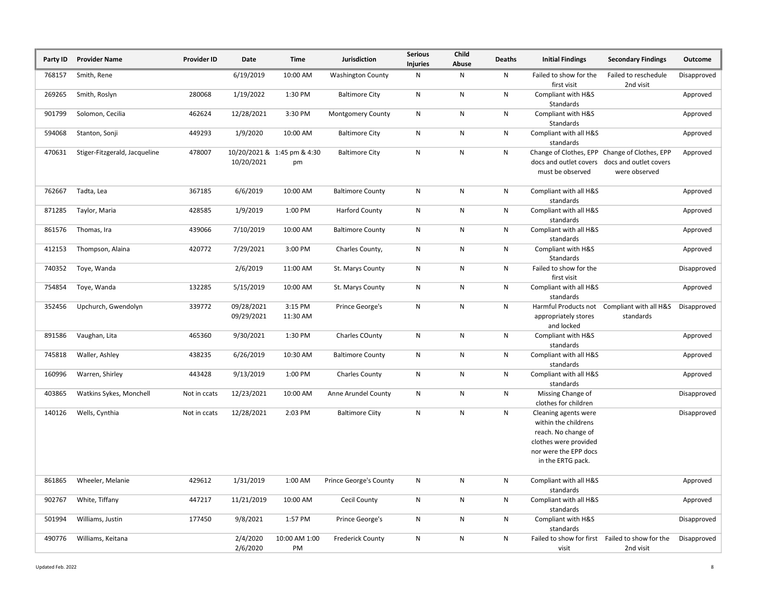| Party ID | Provider Name | Provider ID | Date | Time | Jurisdiction | Serious Injuries | Child Abuse | Deaths | Initial Findings | Secondary Findings | Outcome |
|---|---|---|---|---|---|---|---|---|---|---|---|
| 768157 | Smith, Rene | | 6/19/2019 | 10:00 AM | Washington County | N | N | N | Failed to show for the first visit | Failed to reschedule 2nd visit | Disapproved |
| 269265 | Smith, Roslyn | 280068 | 1/19/2022 | 1:30 PM | Baltimore City | N | N | N | Compliant with H&S Standards | | Approved |
| 901799 | Solomon, Cecilia | 462624 | 12/28/2021 | 3:30 PM | Montgomery County | N | N | N | Compliant with H&S Standards | | Approved |
| 594068 | Stanton, Sonji | 449293 | 1/9/2020 | 10:00 AM | Baltimore City | N | N | N | Compliant with all H&S standards | | Approved |
| 470631 | Stiger-Fitzgerald, Jacqueline | 478007 | 10/20/2021 & 10/20/2021 | 1:45 pm & 4:30 pm | Baltimore City | N | N | N | Change of Clothes, EPP docs and outlet covers must be observed | Change of Clothes, EPP docs and outlet covers were observed | Approved |
| 762667 | Tadta, Lea | 367185 | 6/6/2019 | 10:00 AM | Baltimore County | N | N | N | Compliant with all H&S standards | | Approved |
| 871285 | Taylor, Maria | 428585 | 1/9/2019 | 1:00 PM | Harford County | N | N | N | Compliant with all H&S standards | | Approved |
| 861576 | Thomas, Ira | 439066 | 7/10/2019 | 10:00 AM | Baltimore County | N | N | N | Compliant with all H&S standards | | Approved |
| 412153 | Thompson, Alaina | 420772 | 7/29/2021 | 3:00 PM | Charles County, | N | N | N | Compliant with H&S Standards | | Approved |
| 740352 | Toye, Wanda | | 2/6/2019 | 11:00 AM | St. Marys County | N | N | N | Failed to show for the first visit | | Disapproved |
| 754854 | Toye, Wanda | 132285 | 5/15/2019 | 10:00 AM | St. Marys County | N | N | N | Compliant with all H&S standards | | Approved |
| 352456 | Upchurch, Gwendolyn | 339772 | 09/28/2021 09/29/2021 | 3:15 PM 11:30 AM | Prince George's | N | N | N | Harmful Products not appropriately stores and locked | Compliant with all H&S standards | Disapproved |
| 891586 | Vaughan, Lita | 465360 | 9/30/2021 | 1:30 PM | Charles COunty | N | N | N | Compliant with H&S standards | | Approved |
| 745818 | Waller, Ashley | 438235 | 6/26/2019 | 10:30 AM | Baltimore County | N | N | N | Compliant with all H&S standards | | Approved |
| 160996 | Warren, Shirley | 443428 | 9/13/2019 | 1:00 PM | Charles County | N | N | N | Compliant with all H&S standards | | Approved |
| 403865 | Watkins Sykes, Monchell | Not in ccats | 12/23/2021 | 10:00 AM | Anne Arundel County | N | N | N | Missing Change of clothes for children | | Disapproved |
| 140126 | Wells, Cynthia | Not in ccats | 12/28/2021 | 2:03 PM | Baltimore Ciity | N | N | N | Cleaning agents were within the childrens reach. No change of clothes were provided nor were the EPP docs in the ERTG pack. | | Disapproved |
| 861865 | Wheeler, Melanie | 429612 | 1/31/2019 | 1:00 AM | Prince George's County | N | N | N | Compliant with all H&S standards | | Approved |
| 902767 | White, Tiffany | 447217 | 11/21/2019 | 10:00 AM | Cecil County | N | N | N | Compliant with all H&S standards | | Approved |
| 501994 | Williams, Justin | 177450 | 9/8/2021 | 1:57 PM | Prince George's | N | N | N | Compliant with H&S standards | | Disapproved |
| 490776 | Williams, Keitana | | 2/4/2020 2/6/2020 | 10:00 AM 1:00 PM | Frederick County | N | N | N | Failed to show for first visit | Failed to show for the 2nd visit | Disapproved |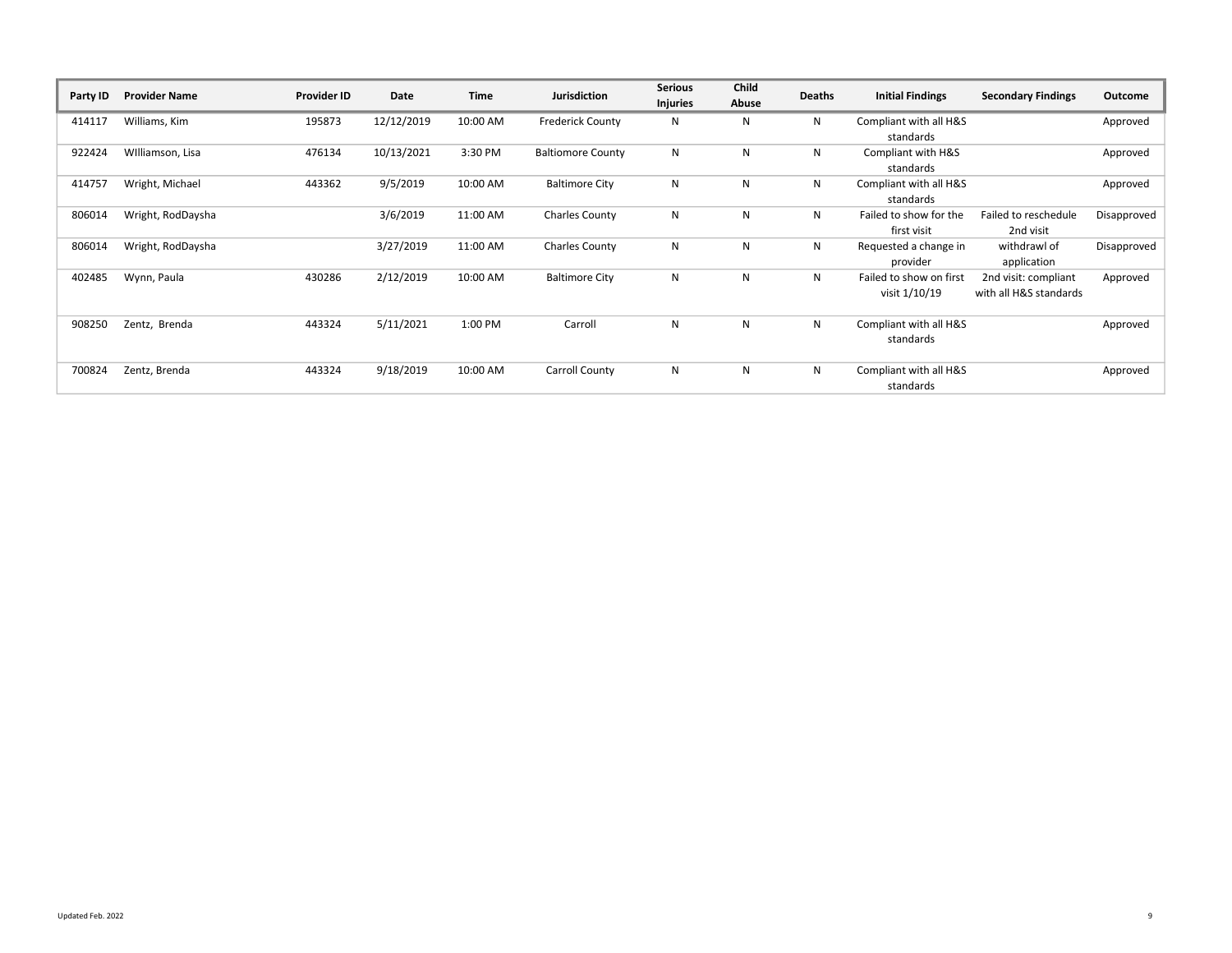| Party ID | Provider Name | Provider ID | Date | Time | Jurisdiction | Serious Injuries | Child Abuse | Deaths | Initial Findings | Secondary Findings | Outcome |
|---|---|---|---|---|---|---|---|---|---|---|---|
| 414117 | Williams, Kim | 195873 | 12/12/2019 | 10:00 AM | Frederick County | N | N | N | Compliant with all H&S standards | | Approved |
| 922424 | WIlliamson, Lisa | 476134 | 10/13/2021 | 3:30 PM | Baltiomore County | N | N | N | Compliant with H&S standards | | Approved |
| 414757 | Wright, Michael | 443362 | 9/5/2019 | 10:00 AM | Baltimore City | N | N | N | Compliant with all H&S standards | | Approved |
| 806014 | Wright, RodDaysha | | 3/6/2019 | 11:00 AM | Charles County | N | N | N | Failed to show for the first visit | Failed to reschedule 2nd visit | Disapproved |
| 806014 | Wright, RodDaysha | | 3/27/2019 | 11:00 AM | Charles County | N | N | N | Requested a change in provider | withdrawl of application | Disapproved |
| 402485 | Wynn, Paula | 430286 | 2/12/2019 | 10:00 AM | Baltimore City | N | N | N | Failed to show on first visit 1/10/19 | 2nd visit: compliant with all H&S standards | Approved |
| 908250 | Zentz, Brenda | 443324 | 5/11/2021 | 1:00 PM | Carroll | N | N | N | Compliant with all H&S standards | | Approved |
| 700824 | Zentz, Brenda | 443324 | 9/18/2019 | 10:00 AM | Carroll County | N | N | N | Compliant with all H&S standards | | Approved |

Updated Feb. 2022